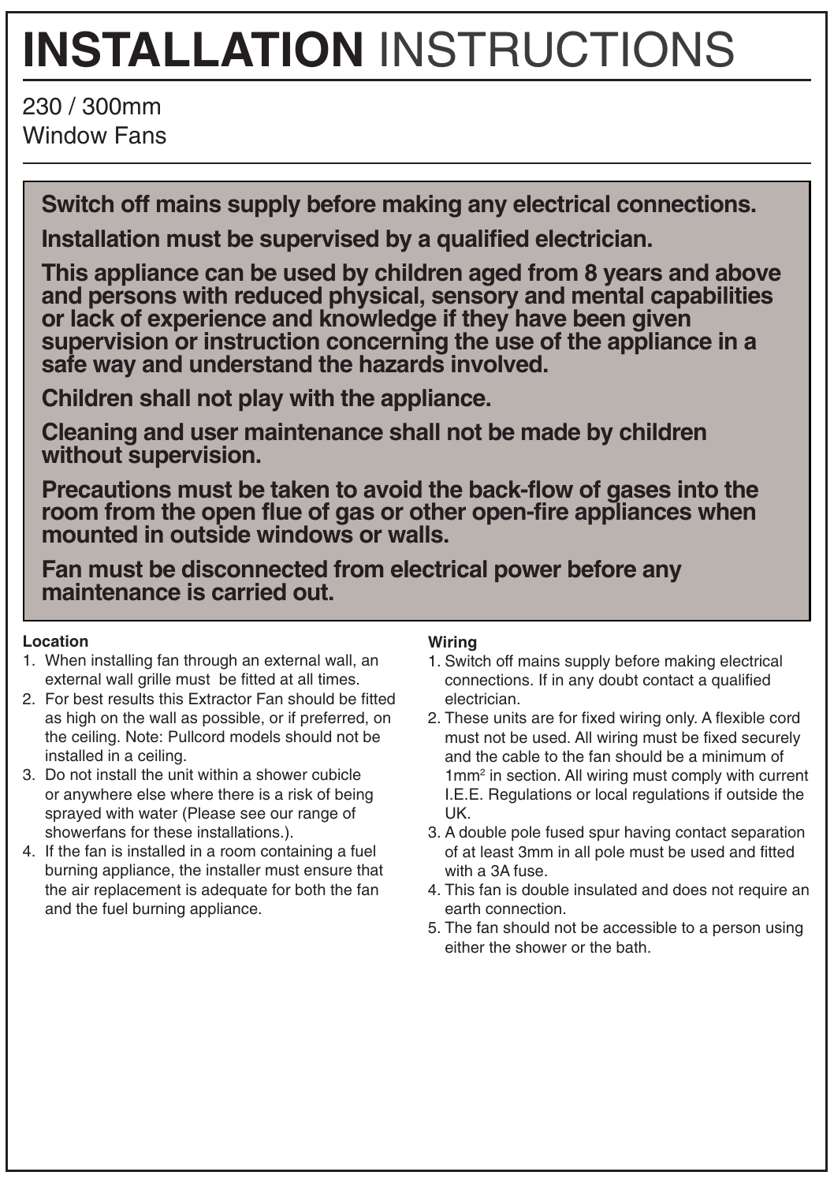# **INSTALLATION** INSTRUCTIONS

230 / 300mm
Window Fans

**Switch off mains supply before making any electrical connections.**

**Installation must be supervised by a qualified electrician.**

**This appliance can be used by children aged from 8 years and above and persons with reduced physical, sensory and mental capabilities or lack of experience and knowledge if they have been given supervision or instruction concerning the use of the appliance in a safe way and understand the hazards involved.**

**Children shall not play with the appliance.**

**Cleaning and user maintenance shall not be made by children without supervision.**

**Precautions must be taken to avoid the back-flow of gases into the room from the open flue of gas or other open-fire appliances when mounted in outside windows or walls.**

**Fan must be disconnected from electrical power before any maintenance is carried out.**

**Location**

1. When installing fan through an external wall, an external wall grille must be fitted at all times.
2. For best results this Extractor Fan should be fitted as high on the wall as possible, or if preferred, on the ceiling. Note: Pullcord models should not be installed in a ceiling.
3. Do not install the unit within a shower cubicle or anywhere else where there is a risk of being sprayed with water (Please see our range of showerfans for these installations.).
4. If the fan is installed in a room containing a fuel burning appliance, the installer must ensure that the air replacement is adequate for both the fan and the fuel burning appliance.

**Wiring**

1. Switch off mains supply before making electrical connections. If in any doubt contact a qualified electrician.
2. These units are for fixed wiring only. A flexible cord must not be used. All wiring must be fixed securely and the cable to the fan should be a minimum of $1mm^2$ in section. All wiring must comply with current I.E.E. Regulations or local regulations if outside the UK.
3. A double pole fused spur having contact separation of at least 3mm in all pole must be used and fitted with a 3A fuse.
4. This fan is double insulated and does not require an earth connection.
5. The fan should not be accessible to a person using either the shower or the bath.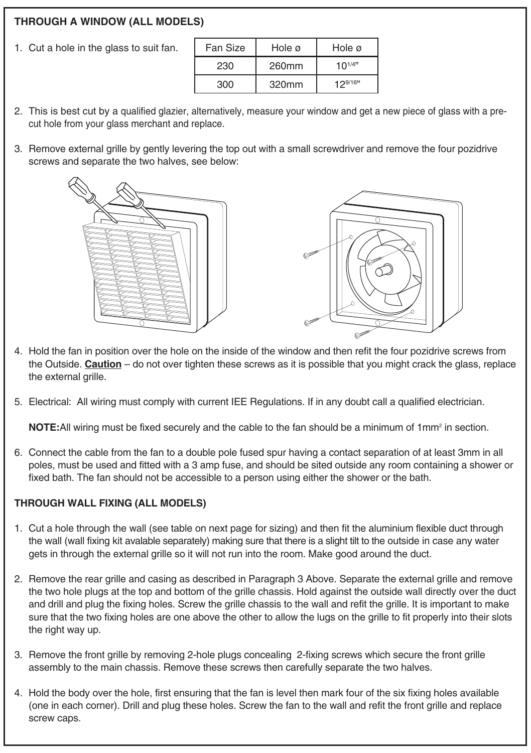**THROUGH A WINDOW (ALL MODELS)**

1. Cut a hole in the glass to suit fan.

| Fan Size | Hole ø | Hole ø |
|---|---|---|
| 230 | 260mm | 10 1/4" |
| 300 | 320mm | 12 9/16" |

2. This is best cut by a qualified glazier, alternatively, measure your window and get a new piece of glass with a pre-cut hole from your glass merchant and replace.

3. Remove external grille by gently levering the top out with a small screwdriver and remove the four pozidrive screws and separate the two halves, see below:

4. Hold the fan in position over the hole on the inside of the window and then refit the four pozidrive screws from the Outside. **Caution** – do not over tighten these screws as it is possible that you might crack the glass, replace the external grille.

5. Electrical: All wiring must comply with current IEE Regulations. If in any doubt call a qualified electrician.

   **NOTE:** All wiring must be fixed securely and the cable to the fan should be a minimum of $1mm^2$ in section.

6. Connect the cable from the fan to a double pole fused spur having a contact separation of at least 3mm in all poles, must be used and fitted with a 3 amp fuse, and should be sited outside any room containing a shower or fixed bath. The fan should not be accessible to a person using either the shower or the bath.

**THROUGH WALL FIXING (ALL MODELS)**

1. Cut a hole through the wall (see table on next page for sizing) and then fit the aluminium flexible duct through the wall (wall fixing kit avalable separately) making sure that there is a slight tilt to the outside in case any water gets in through the external grille so it will not run into the room. Make good around the duct.

2. Remove the rear grille and casing as described in Paragraph 3 Above. Separate the external grille and remove the two hole plugs at the top and bottom of the grille chassis. Hold against the outside wall directly over the duct and drill and plug the fixing holes. Screw the grille chassis to the wall and refit the grille. It is important to make sure that the two fixing holes are one above the other to allow the lugs on the grille to fit properly into their slots the right way up.

3. Remove the front grille by removing 2-hole plugs concealing 2-fixing screws which secure the front grille assembly to the main chassis. Remove these screws then carefully separate the two halves.

4. Hold the body over the hole, first ensuring that the fan is level then mark four of the six fixing holes available (one in each corner). Drill and plug these holes. Screw the fan to the wall and refit the front grille and replace screw caps.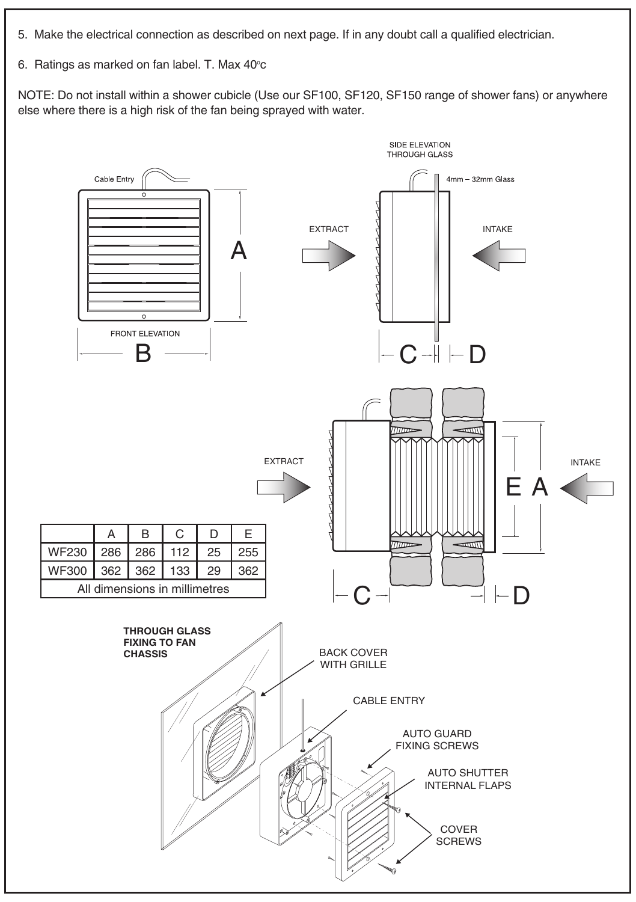5. Make the electrical connection as described on next page. If in any doubt call a qualified electrician.

6. Ratings as marked on fan label. T. Max 40°c

NOTE: Do not install within a shower cubicle (Use our SF100, SF120, SF150 range of shower fans) or anywhere else where there is a high risk of the fan being sprayed with water.

Cable Entry

FRONT ELEVATION

SIDE ELEVATION THROUGH GLASS

4mm – 32mm Glass

EXTRACT

INTAKE

|  | A | B | C | D | E |
|---|---|---|---|---|---|
| WF230 | 286 | 286 | 112 | 25 | 255 |
| WF300 | 362 | 362 | 133 | 29 | 362 |
| All dimensions in millimetres | | | | | |

**THROUGH GLASS FIXING TO FAN CHASSIS**

BACK COVER WITH GRILLE

CABLE ENTRY

AUTO GUARD FIXING SCREWS

AUTO SHUTTER INTERNAL FLAPS

COVER SCREWS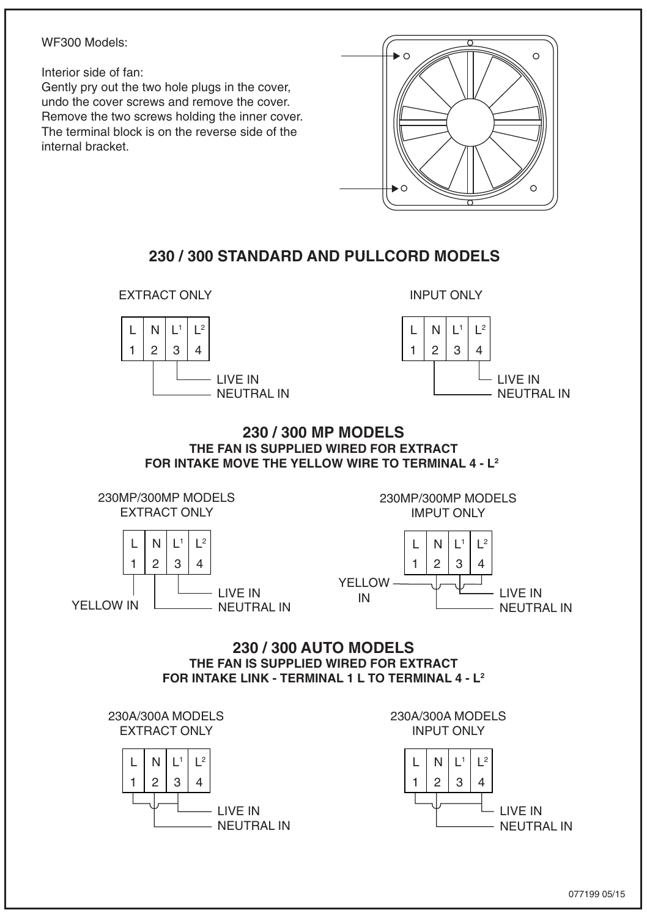WF300 Models:

Interior side of fan:
Gently pry out the two hole plugs in the cover, undo the cover screws and remove the cover. Remove the two screws holding the inner cover. The terminal block is on the reverse side of the internal bracket.

## 230 / 300 STANDARD AND PULLCORD MODELS

EXTRACT ONLY

| L | N | $L^1$ | $L^2$ |
|---|---|---|---|
| 1 | 2 | 3 | 4 |

LIVE IN
NEUTRAL IN

INPUT ONLY

| L | N | $L^1$ | $L^2$ |
|---|---|---|---|
| 1 | 2 | 3 | 4 |

LIVE IN
NEUTRAL IN

## 230 / 300 MP MODELS

**THE FAN IS SUPPLIED WIRED FOR EXTRACT**
**FOR INTAKE MOVE THE YELLOW WIRE TO TERMINAL 4 - $L^2$**

230MP/300MP MODELS
EXTRACT ONLY

| L | N | $L^1$ | $L^2$ |
|---|---|---|---|
| 1 | 2 | 3 | 4 |

YELLOW IN
LIVE IN
NEUTRAL IN

230MP/300MP MODELS
IMPUT ONLY

| L | N | $L^1$ | $L^2$ |
|---|---|---|---|
| 1 | 2 | 3 | 4 |

YELLOW IN
LIVE IN
NEUTRAL IN

## 230 / 300 AUTO MODELS

**THE FAN IS SUPPLIED WIRED FOR EXTRACT**
**FOR INTAKE LINK - TERMINAL 1 L TO TERMINAL 4 - $L^2$**

230A/300A MODELS
EXTRACT ONLY

| L | N | $L^1$ | $L^2$ |
|---|---|---|---|
| 1 | 2 | 3 | 4 |

LIVE IN
NEUTRAL IN

230A/300A MODELS
INPUT ONLY

| L | N | $L^1$ | $L^2$ |
|---|---|---|---|
| 1 | 2 | 3 | 4 |

LIVE IN
NEUTRAL IN

077199 05/15